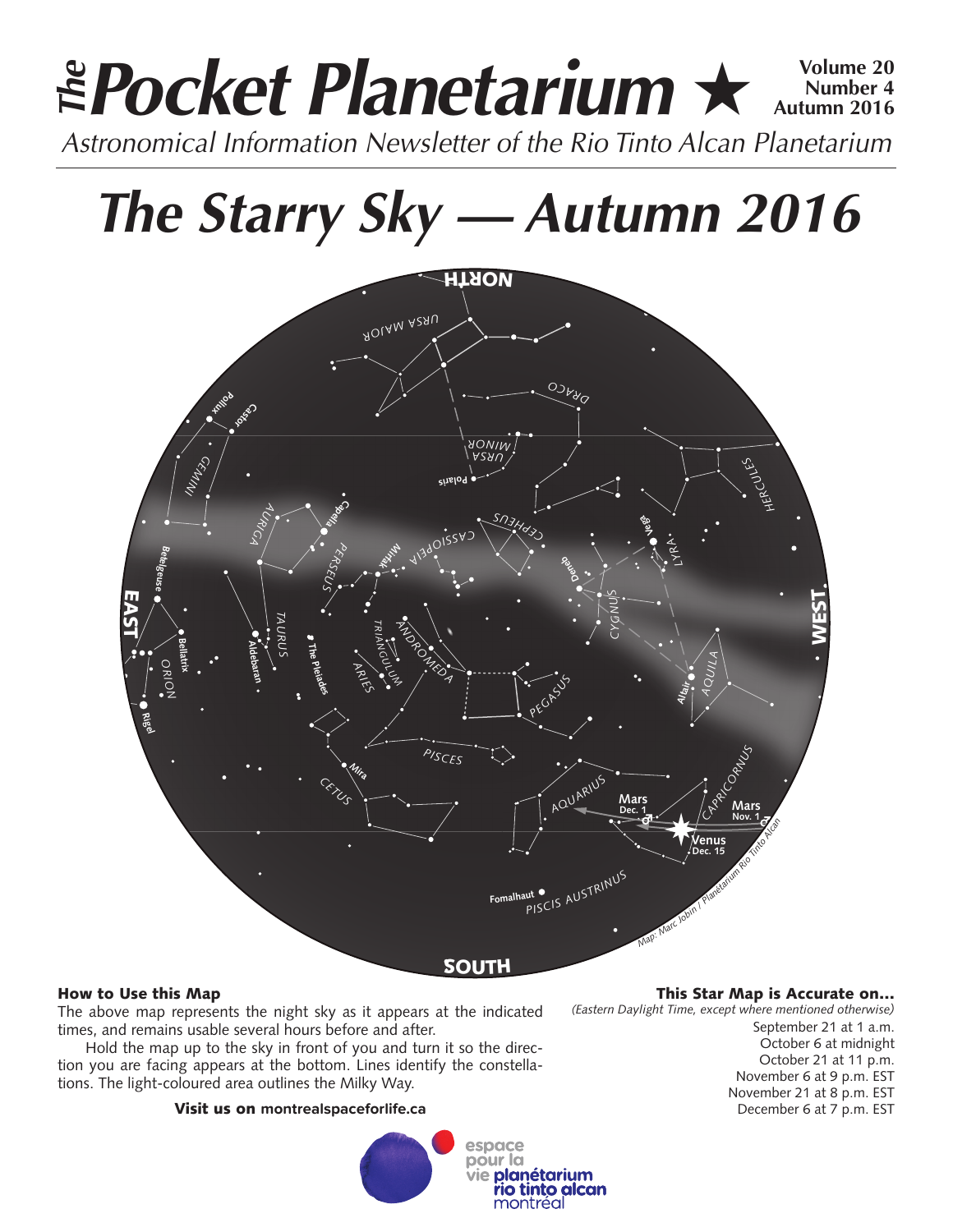# The Pocket Planetarium ★

**Volume 20 Number 4 Autumn 2016**

*Astronomical Information Newsletter of the Rio Tinto Alcan Planetarium*

# The Starry Sky — Autumn 2016

### How to Use this Map

The above map represents the night sky as it appears at the indicated times, and remains usable several hours before and after.

Hold the map up to the sky in front of you and turn it so the direction you are facing appears at the bottom. Lines identify the constellations. The light-coloured area outlines the Milky Way.

**Visit us on montrealspaceforlife.ca**

### This Star Map is Accurate on…

*(Eastern Daylight Time, except where mentioned otherwise)*

September 21 at 1 a.m.
October 6 at midnight
October 21 at 11 p.m.
November 6 at 9 p.m. EST
November 21 at 8 p.m. EST
December 6 at 7 p.m. EST

espace pour la vie planétarium rio tinto alcan montréal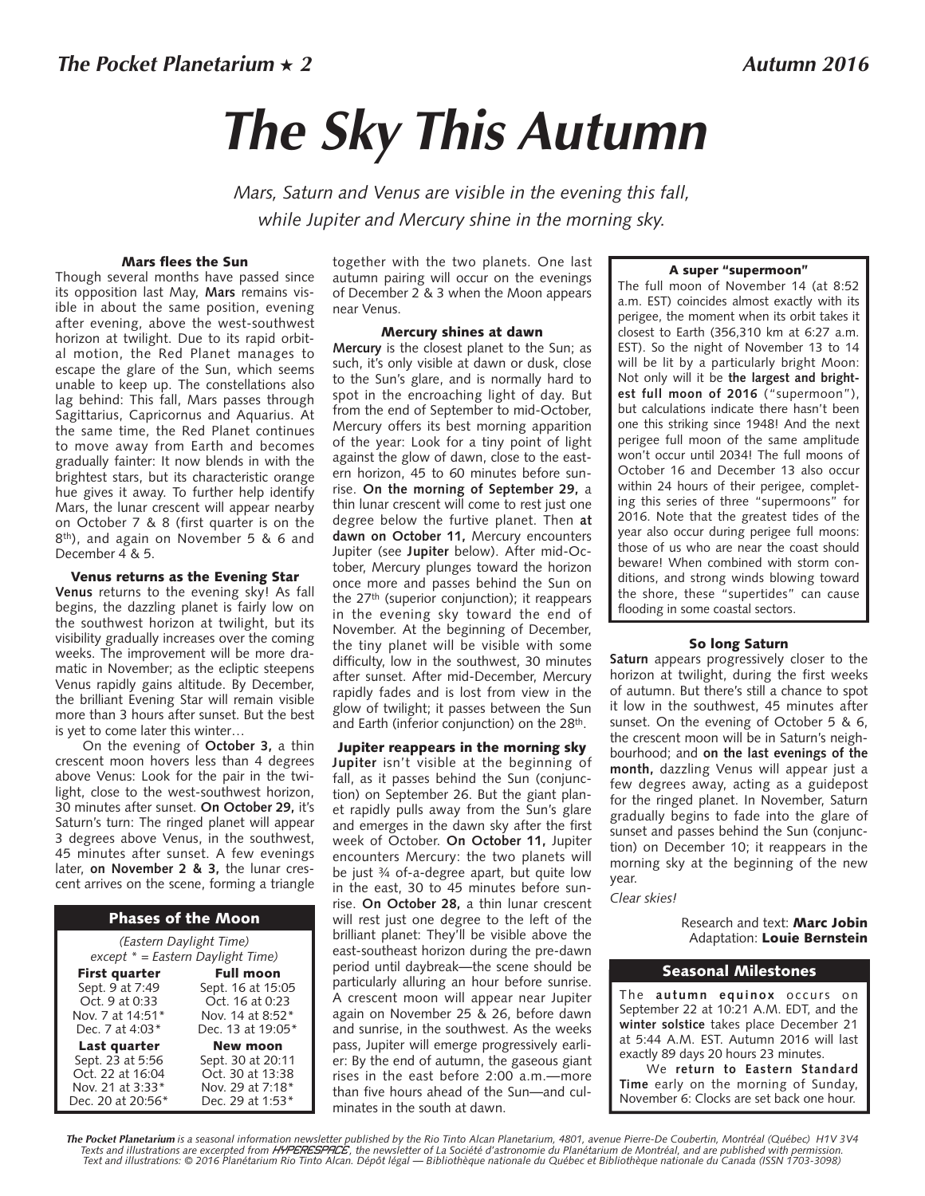# The Sky This Autumn

*Mars, Saturn and Venus are visible in the evening this fall, while Jupiter and Mercury shine in the morning sky.*

### Mars flees the Sun

Though several months have passed since its opposition last May, **Mars** remains visible in about the same position, evening after evening, above the west-southwest horizon at twilight. Due to its rapid orbital motion, the Red Planet manages to escape the glare of the Sun, which seems unable to keep up. The constellations also lag behind: This fall, Mars passes through Sagittarius, Capricornus and Aquarius. At the same time, the Red Planet continues to move away from Earth and becomes gradually fainter: It now blends in with the brightest stars, but its characteristic orange hue gives it away. To further help identify Mars, the lunar crescent will appear nearby on October 7 & 8 (first quarter is on the 8th), and again on November 5 & 6 and December 4 & 5.

### Venus returns as the Evening Star

**Venus** returns to the evening sky! As fall begins, the dazzling planet is fairly low on the southwest horizon at twilight, but its visibility gradually increases over the coming weeks. The improvement will be more dramatic in November; as the ecliptic steepens Venus rapidly gains altitude. By December, the brilliant Evening Star will remain visible more than 3 hours after sunset. But the best is yet to come later this winter…

On the evening of **October 3,** a thin crescent moon hovers less than 4 degrees above Venus: Look for the pair in the twilight, close to the west-southwest horizon, 30 minutes after sunset. **On October 29,** it's Saturn's turn: The ringed planet will appear 3 degrees above Venus, in the southwest, 45 minutes after sunset. A few evenings later, **on November 2 & 3,** the lunar crescent arrives on the scene, forming a triangle together with the two planets. One last autumn pairing will occur on the evenings of December 2 & 3 when the Moon appears near Venus.

### Mercury shines at dawn

**Mercury** is the closest planet to the Sun; as such, it's only visible at dawn or dusk, close to the Sun's glare, and is normally hard to spot in the encroaching light of day. But from the end of September to mid-October, Mercury offers its best morning apparition of the year: Look for a tiny point of light against the glow of dawn, close to the eastern horizon, 45 to 60 minutes before sunrise. **On the morning of September 29,** a thin lunar crescent will come to rest just one degree below the furtive planet. Then **at dawn on October 11,** Mercury encounters Jupiter (see **Jupiter** below). After mid-October, Mercury plunges toward the horizon once more and passes behind the Sun on the 27th (superior conjunction); it reappears in the evening sky toward the end of November. At the beginning of December, the tiny planet will be visible with some difficulty, low in the southwest, 30 minutes after sunset. After mid-December, Mercury rapidly fades and is lost from view in the glow of twilight; it passes between the Sun and Earth (inferior conjunction) on the 28th.

### Jupiter reappears in the morning sky

**Jupiter** isn't visible at the beginning of fall, as it passes behind the Sun (conjunction) on September 26. But the giant planet rapidly pulls away from the Sun's glare and emerges in the dawn sky after the first week of October. **On October 11,** Jupiter encounters Mercury: the two planets will be just ¾ of-a-degree apart, but quite low in the east, 30 to 45 minutes before sunrise. **On October 28,** a thin lunar crescent will rest just one degree to the left of the brilliant planet: They'll be visible above the east-southeast horizon during the pre-dawn period until daybreak—the scene should be particularly alluring an hour before sunrise. A crescent moon will appear near Jupiter again on November 25 & 26, before dawn and sunrise, in the southwest. As the weeks pass, Jupiter will emerge progressively earlier: By the end of autumn, the gaseous giant rises in the east before 2:00 a.m.—more than five hours ahead of the Sun—and culminates in the south at dawn.

### A super "supermoon"

The full moon of November 14 (at 8:52 a.m. EST) coincides almost exactly with its perigee, the moment when its orbit takes it closest to Earth (356,310 km at 6:27 a.m. EST). So the night of November 13 to 14 will be lit by a particularly bright Moon: Not only will it be **the largest and brightest full moon of 2016** ("supermoon"), but calculations indicate there hasn't been one this striking since 1948! And the next perigee full moon of the same amplitude won't occur until 2034! The full moons of October 16 and December 13 also occur within 24 hours of their perigee, completing this series of three "supermoons" for 2016. Note that the greatest tides of the year also occur during perigee full moons: those of us who are near the coast should beware! When combined with storm conditions, and strong winds blowing toward the shore, these "supertides" can cause flooding in some coastal sectors.

### So long Saturn

**Saturn** appears progressively closer to the horizon at twilight, during the first weeks of autumn. But there's still a chance to spot it low in the southwest, 45 minutes after sunset. On the evening of October 5 & 6, the crescent moon will be in Saturn's neighbourhood; and **on the last evenings of the month,** dazzling Venus will appear just a few degrees away, acting as a guidepost for the ringed planet. In November, Saturn gradually begins to fade into the glare of sunset and passes behind the Sun (conjunction) on December 10; it reappears in the morning sky at the beginning of the new year.

*Clear skies!*

Research and text: **Marc Jobin**
Adaptation: **Louie Bernstein**

### Phases of the Moon

*(Eastern Daylight Time)*
*except * = Eastern Daylight Time)*

| First quarter | Full moon |
|---|---|
| Sept. 9 at 7:49 | Sept. 16 at 15:05 |
| Oct. 9 at 0:33 | Oct. 16 at 0:23 |
| Nov. 7 at 14:51* | Nov. 14 at 8:52* |
| Dec. 7 at 4:03* | Dec. 13 at 19:05* |
| **Last quarter** | **New moon** |
| Sept. 23 at 5:56 | Sept. 30 at 20:11 |
| Oct. 22 at 16:04 | Oct. 30 at 13:38 |
| Nov. 21 at 3:33* | Nov. 29 at 7:18* |
| Dec. 20 at 20:56* | Dec. 29 at 1:53* |

### Seasonal Milestones

The **autumn equinox** occurs on September 22 at 10:21 A.M. EDT, and the **winter solstice** takes place December 21 at 5:44 A.M. EST. Autumn 2016 will last exactly 89 days 20 hours 23 minutes.

We **return to Eastern Standard Time** early on the morning of Sunday, November 6: Clocks are set back one hour.

*The Pocket Planetarium* is a seasonal information newsletter published by the Rio Tinto Alcan Planetarium, 4801, avenue Pierre-De Coubertin, Montréal (Québec) H1V 3V4
Texts and illustrations are excerpted from *HYPERESPACE*, the newsletter of La Société d'astronomie du Planétarium de Montréal, and are published with permission.
Text and illustrations: © 2016 Planétarium Rio Tinto Alcan. Dépôt légal — Bibliothèque nationale du Québec et Bibliothèque nationale du Canada (ISSN 1703-3098)